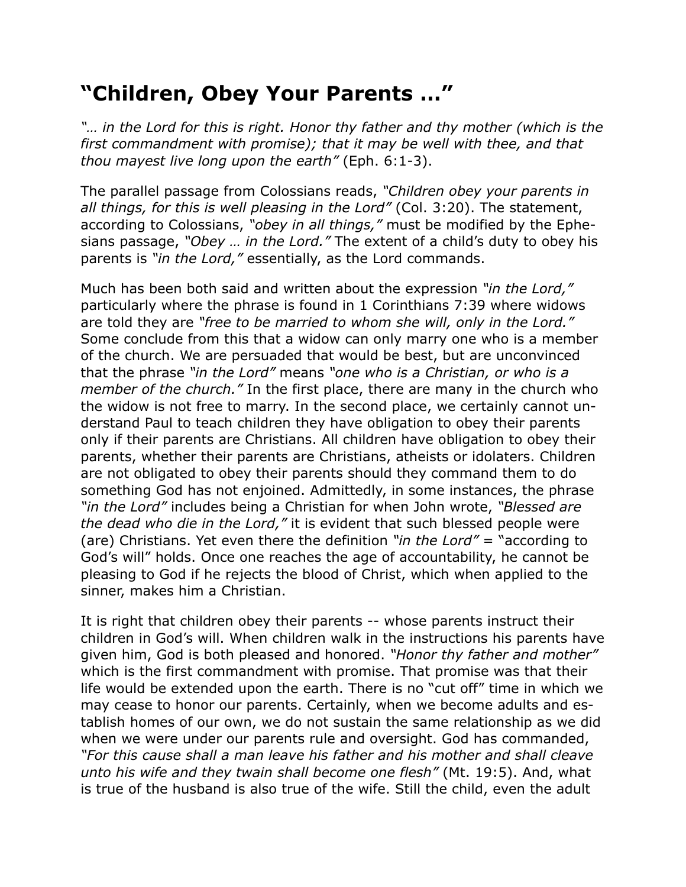# “Children, Obey Your Parents …”

*“… in the Lord for this is right. Honor thy father and thy mother (which is the first commandment with promise); that it may be well with thee, and that thou mayest live long upon the earth”* (Eph. 6:1-3).

The parallel passage from Colossians reads, *“Children obey your parents in all things, for this is well pleasing in the Lord”* (Col. 3:20). The statement, according to Colossians, *“obey in all things,”* must be modified by the Ephesians passage, *“Obey … in the Lord.”* The extent of a child’s duty to obey his parents is *“in the Lord,”* essentially, as the Lord commands.

Much has been both said and written about the expression *“in the Lord,”* particularly where the phrase is found in 1 Corinthians 7:39 where widows are told they are *“free to be married to whom she will, only in the Lord.”* Some conclude from this that a widow can only marry one who is a member of the church. We are persuaded that would be best, but are unconvinced that the phrase *“in the Lord”* means *“one who is a Christian, or who is a member of the church.”* In the first place, there are many in the church who the widow is not free to marry. In the second place, we certainly cannot understand Paul to teach children they have obligation to obey their parents only if their parents are Christians. All children have obligation to obey their parents, whether their parents are Christians, atheists or idolaters. Children are not obligated to obey their parents should they command them to do something God has not enjoined. Admittedly, in some instances, the phrase *“in the Lord”* includes being a Christian for when John wrote, *“Blessed are the dead who die in the Lord,”* it is evident that such blessed people were (are) Christians. Yet even there the definition *“in the Lord”* = “according to God’s will” holds. Once one reaches the age of accountability, he cannot be pleasing to God if he rejects the blood of Christ, which when applied to the sinner, makes him a Christian.

It is right that children obey their parents -- whose parents instruct their children in God’s will. When children walk in the instructions his parents have given him, God is both pleased and honored. *“Honor thy father and mother”* which is the first commandment with promise. That promise was that their life would be extended upon the earth. There is no “cut off” time in which we may cease to honor our parents. Certainly, when we become adults and establish homes of our own, we do not sustain the same relationship as we did when we were under our parents rule and oversight. God has commanded, *“For this cause shall a man leave his father and his mother and shall cleave unto his wife and they twain shall become one flesh”* (Mt. 19:5). And, what is true of the husband is also true of the wife. Still the child, even the adult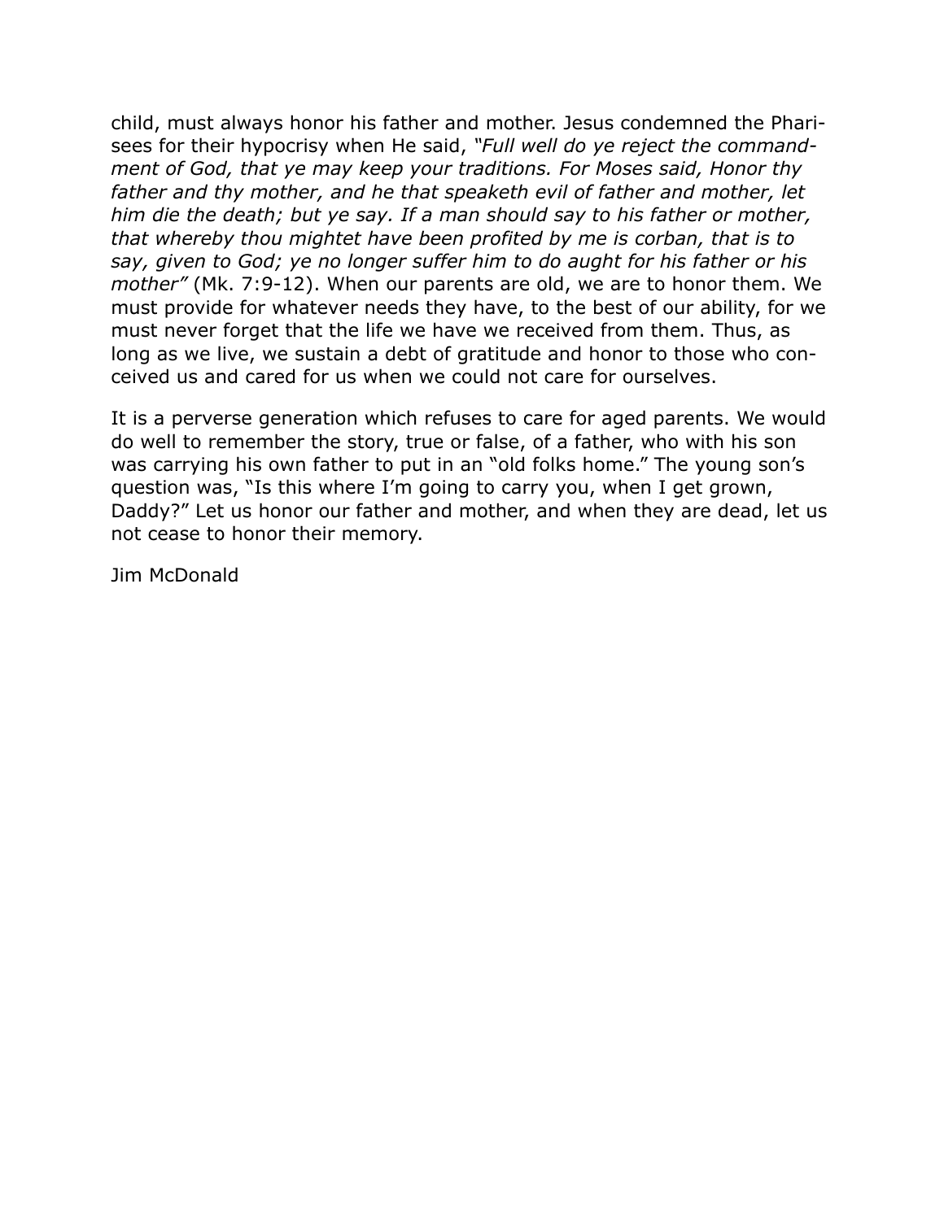child, must always honor his father and mother. Jesus condemned the Pharisees for their hypocrisy when He said, *"Full well do ye reject the commandment of God, that ye may keep your traditions. For Moses said, Honor thy father and thy mother, and he that speaketh evil of father and mother, let him die the death; but ye say. If a man should say to his father or mother, that whereby thou mightet have been profited by me is corban, that is to say, given to God; ye no longer suffer him to do aught for his father or his mother"* (Mk. 7:9-12). When our parents are old, we are to honor them. We must provide for whatever needs they have, to the best of our ability, for we must never forget that the life we have we received from them. Thus, as long as we live, we sustain a debt of gratitude and honor to those who conceived us and cared for us when we could not care for ourselves.

It is a perverse generation which refuses to care for aged parents. We would do well to remember the story, true or false, of a father, who with his son was carrying his own father to put in an "old folks home." The young son's question was, "Is this where I'm going to carry you, when I get grown, Daddy?" Let us honor our father and mother, and when they are dead, let us not cease to honor their memory.

Jim McDonald